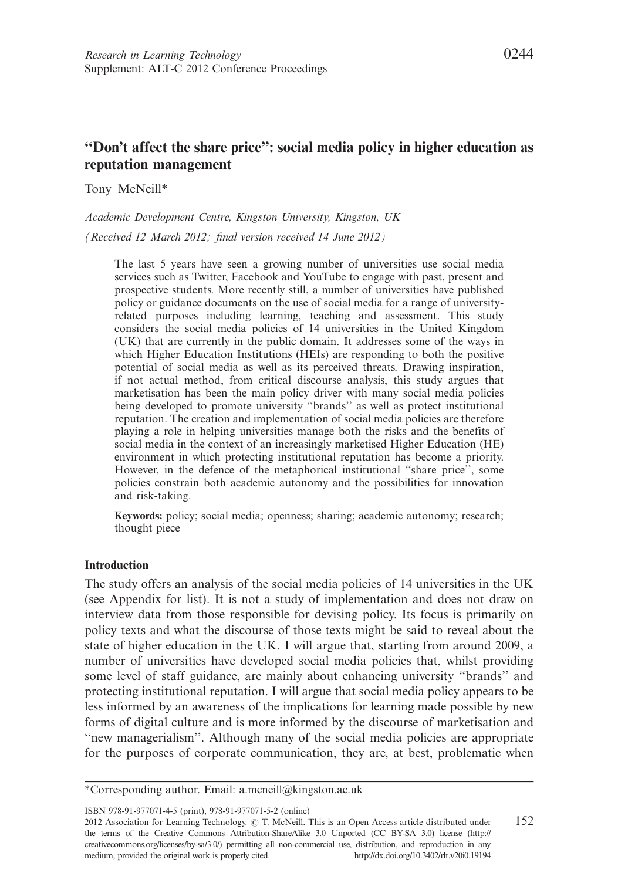# "Don't affect the share price": social media policy in higher education as reputation management

Tony McNeill*

*Academic Development Centre, Kingston University, Kingston, UK*

*(Received 12 March 2012; final version received 14 June 2012)*

The last 5 years have seen a growing number of universities use social media services such as Twitter, Facebook and YouTube to engage with past, present and prospective students. More recently still, a number of universities have published policy or guidance documents on the use of social media for a range of university-related purposes including learning, teaching and assessment. This study considers the social media policies of 14 universities in the United Kingdom (UK) that are currently in the public domain. It addresses some of the ways in which Higher Education Institutions (HEIs) are responding to both the positive potential of social media as well as its perceived threats. Drawing inspiration, if not actual method, from critical discourse analysis, this study argues that marketisation has been the main policy driver with many social media policies being developed to promote university "brands" as well as protect institutional reputation. The creation and implementation of social media policies are therefore playing a role in helping universities manage both the risks and the benefits of social media in the context of an increasingly marketised Higher Education (HE) environment in which protecting institutional reputation has become a priority. However, in the defence of the metaphorical institutional "share price", some policies constrain both academic autonomy and the possibilities for innovation and risk-taking.

**Keywords:** policy; social media; openness; sharing; academic autonomy; research; thought piece

## Introduction

The study offers an analysis of the social media policies of 14 universities in the UK (see Appendix for list). It is not a study of implementation and does not draw on interview data from those responsible for devising policy. Its focus is primarily on policy texts and what the discourse of those texts might be said to reveal about the state of higher education in the UK. I will argue that, starting from around 2009, a number of universities have developed social media policies that, whilst providing some level of staff guidance, are mainly about enhancing university "brands" and protecting institutional reputation. I will argue that social media policy appears to be less informed by an awareness of the implications for learning made possible by new forms of digital culture and is more informed by the discourse of marketisation and "new managerialism". Although many of the social media policies are appropriate for the purposes of corporate communication, they are, at best, problematic when

*Corresponding author. Email: a.mcneill@kingston.ac.uk

ISBN 978-91-977071-4-5 (print), 978-91-977071-5-2 (online)

2012 Association for Learning Technology. © T. McNeill. This is an Open Access article distributed under the terms of the Creative Commons Attribution-ShareAlike 3.0 Unported (CC BY-SA 3.0) license (http://creativecommons.org/licenses/by-sa/3.0/) permitting all non-commercial use, distribution, and reproduction in any medium, provided the original work is properly cited. http://dx.doi.org/10.3402/rlt.v20i0.19194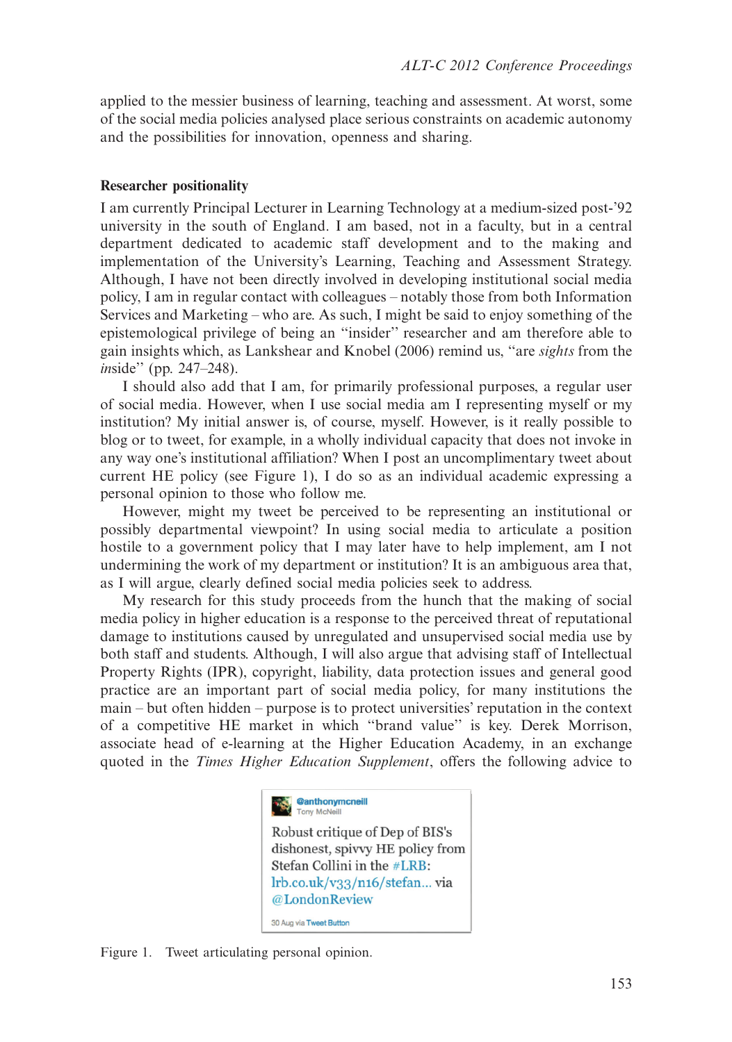applied to the messier business of learning, teaching and assessment. At worst, some of the social media policies analysed place serious constraints on academic autonomy and the possibilities for innovation, openness and sharing.

### Researcher positionality

I am currently Principal Lecturer in Learning Technology at a medium-sized post-'92 university in the south of England. I am based, not in a faculty, but in a central department dedicated to academic staff development and to the making and implementation of the University's Learning, Teaching and Assessment Strategy. Although, I have not been directly involved in developing institutional social media policy, I am in regular contact with colleagues – notably those from both Information Services and Marketing – who are. As such, I might be said to enjoy something of the epistemological privilege of being an "insider" researcher and am therefore able to gain insights which, as Lankshear and Knobel (2006) remind us, "are *sights* from the *in*side" (pp. 247–248).

I should also add that I am, for primarily professional purposes, a regular user of social media. However, when I use social media am I representing myself or my institution? My initial answer is, of course, myself. However, is it really possible to blog or to tweet, for example, in a wholly individual capacity that does not invoke in any way one's institutional affiliation? When I post an uncomplimentary tweet about current HE policy (see Figure 1), I do so as an individual academic expressing a personal opinion to those who follow me.

However, might my tweet be perceived to be representing an institutional or possibly departmental viewpoint? In using social media to articulate a position hostile to a government policy that I may later have to help implement, am I not undermining the work of my department or institution? It is an ambiguous area that, as I will argue, clearly defined social media policies seek to address.

My research for this study proceeds from the hunch that the making of social media policy in higher education is a response to the perceived threat of reputational damage to institutions caused by unregulated and unsupervised social media use by both staff and students. Although, I will also argue that advising staff of Intellectual Property Rights (IPR), copyright, liability, data protection issues and general good practice are an important part of social media policy, for many institutions the main – but often hidden – purpose is to protect universities' reputation in the context of a competitive HE market in which "brand value" is key. Derek Morrison, associate head of e-learning at the Higher Education Academy, in an exchange quoted in the *Times Higher Education Supplement*, offers the following advice to

@anthonymcneill
Tony McNeill

Robust critique of Dep of BIS's dishonest, spivvy HE policy from Stefan Collini in the #LRB: lrb.co.uk/v33/n16/stefan... via @LondonReview

30 Aug via Tweet Button

Figure 1. Tweet articulating personal opinion.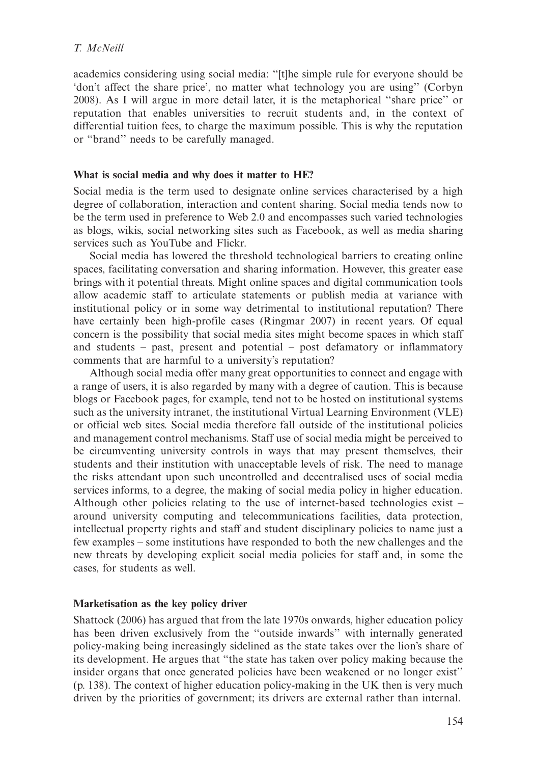academics considering using social media: ‘‘[t]he simple rule for everyone should be ‘don’t affect the share price’, no matter what technology you are using’’ (Corbyn 2008). As I will argue in more detail later, it is the metaphorical ‘‘share price’’ or reputation that enables universities to recruit students and, in the context of differential tuition fees, to charge the maximum possible. This is why the reputation or ‘‘brand’’ needs to be carefully managed.

## What is social media and why does it matter to HE?

Social media is the term used to designate online services characterised by a high degree of collaboration, interaction and content sharing. Social media tends now to be the term used in preference to Web 2.0 and encompasses such varied technologies as blogs, wikis, social networking sites such as Facebook, as well as media sharing services such as YouTube and Flickr.

Social media has lowered the threshold technological barriers to creating online spaces, facilitating conversation and sharing information. However, this greater ease brings with it potential threats. Might online spaces and digital communication tools allow academic staff to articulate statements or publish media at variance with institutional policy or in some way detrimental to institutional reputation? There have certainly been high-profile cases (Ringmar 2007) in recent years. Of equal concern is the possibility that social media sites might become spaces in which staff and students – past, present and potential – post defamatory or inflammatory comments that are harmful to a university’s reputation?

Although social media offer many great opportunities to connect and engage with a range of users, it is also regarded by many with a degree of caution. This is because blogs or Facebook pages, for example, tend not to be hosted on institutional systems such as the university intranet, the institutional Virtual Learning Environment (VLE) or official web sites. Social media therefore fall outside of the institutional policies and management control mechanisms. Staff use of social media might be perceived to be circumventing university controls in ways that may present themselves, their students and their institution with unacceptable levels of risk. The need to manage the risks attendant upon such uncontrolled and decentralised uses of social media services informs, to a degree, the making of social media policy in higher education. Although other policies relating to the use of internet-based technologies exist – around university computing and telecommunications facilities, data protection, intellectual property rights and staff and student disciplinary policies to name just a few examples – some institutions have responded to both the new challenges and the new threats by developing explicit social media policies for staff and, in some the cases, for students as well.

## Marketisation as the key policy driver

Shattock (2006) has argued that from the late 1970s onwards, higher education policy has been driven exclusively from the ‘‘outside inwards’’ with internally generated policy-making being increasingly sidelined as the state takes over the lion’s share of its development. He argues that ‘‘the state has taken over policy making because the insider organs that once generated policies have been weakened or no longer exist’’ (p. 138). The context of higher education policy-making in the UK then is very much driven by the priorities of government; its drivers are external rather than internal.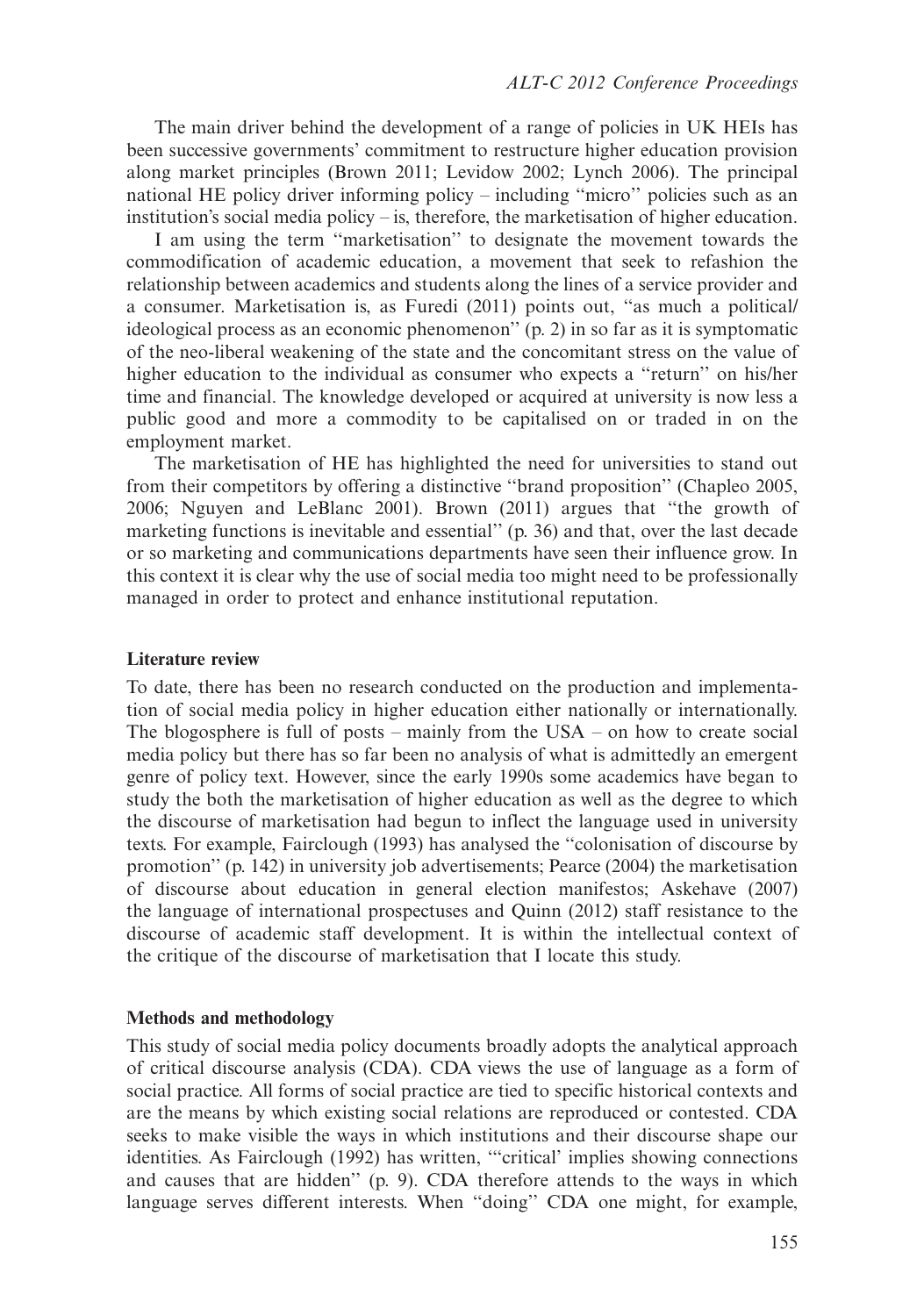The main driver behind the development of a range of policies in UK HEIs has been successive governments' commitment to restructure higher education provision along market principles (Brown 2011; Levidow 2002; Lynch 2006). The principal national HE policy driver informing policy – including "micro" policies such as an institution's social media policy – is, therefore, the marketisation of higher education.

I am using the term "marketisation" to designate the movement towards the commodification of academic education, a movement that seek to refashion the relationship between academics and students along the lines of a service provider and a consumer. Marketisation is, as Furedi (2011) points out, "as much a political/ideological process as an economic phenomenon" (p. 2) in so far as it is symptomatic of the neo-liberal weakening of the state and the concomitant stress on the value of higher education to the individual as consumer who expects a "return" on his/her time and financial. The knowledge developed or acquired at university is now less a public good and more a commodity to be capitalised on or traded in on the employment market.

The marketisation of HE has highlighted the need for universities to stand out from their competitors by offering a distinctive "brand proposition" (Chapleo 2005, 2006; Nguyen and LeBlanc 2001). Brown (2011) argues that "the growth of marketing functions is inevitable and essential" (p. 36) and that, over the last decade or so marketing and communications departments have seen their influence grow. In this context it is clear why the use of social media too might need to be professionally managed in order to protect and enhance institutional reputation.

## Literature review

To date, there has been no research conducted on the production and implementation of social media policy in higher education either nationally or internationally. The blogosphere is full of posts – mainly from the USA – on how to create social media policy but there has so far been no analysis of what is admittedly an emergent genre of policy text. However, since the early 1990s some academics have began to study the both the marketisation of higher education as well as the degree to which the discourse of marketisation had begun to inflect the language used in university texts. For example, Fairclough (1993) has analysed the "colonisation of discourse by promotion" (p. 142) in university job advertisements; Pearce (2004) the marketisation of discourse about education in general election manifestos; Askehave (2007) the language of international prospectuses and Quinn (2012) staff resistance to the discourse of academic staff development. It is within the intellectual context of the critique of the discourse of marketisation that I locate this study.

## Methods and methodology

This study of social media policy documents broadly adopts the analytical approach of critical discourse analysis (CDA). CDA views the use of language as a form of social practice. All forms of social practice are tied to specific historical contexts and are the means by which existing social relations are reproduced or contested. CDA seeks to make visible the ways in which institutions and their discourse shape our identities. As Fairclough (1992) has written, "'critical' implies showing connections and causes that are hidden" (p. 9). CDA therefore attends to the ways in which language serves different interests. When "doing" CDA one might, for example,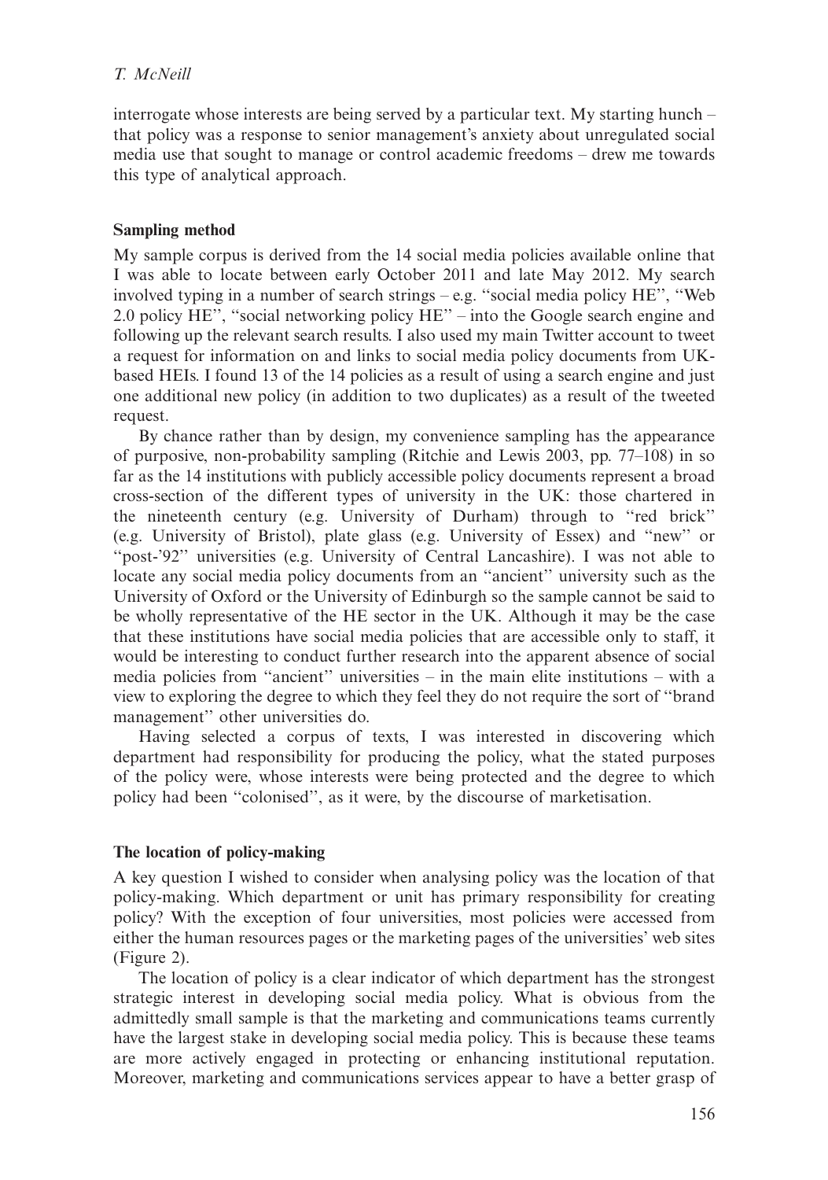interrogate whose interests are being served by a particular text. My starting hunch – that policy was a response to senior management's anxiety about unregulated social media use that sought to manage or control academic freedoms – drew me towards this type of analytical approach.

### Sampling method

My sample corpus is derived from the 14 social media policies available online that I was able to locate between early October 2011 and late May 2012. My search involved typing in a number of search strings – e.g. "social media policy HE", "Web 2.0 policy HE", "social networking policy HE" – into the Google search engine and following up the relevant search results. I also used my main Twitter account to tweet a request for information on and links to social media policy documents from UK-based HEIs. I found 13 of the 14 policies as a result of using a search engine and just one additional new policy (in addition to two duplicates) as a result of the tweeted request.

By chance rather than by design, my convenience sampling has the appearance of purposive, non-probability sampling (Ritchie and Lewis 2003, pp. 77–108) in so far as the 14 institutions with publicly accessible policy documents represent a broad cross-section of the different types of university in the UK: those chartered in the nineteenth century (e.g. University of Durham) through to "red brick" (e.g. University of Bristol), plate glass (e.g. University of Essex) and "new" or "post-'92" universities (e.g. University of Central Lancashire). I was not able to locate any social media policy documents from an "ancient" university such as the University of Oxford or the University of Edinburgh so the sample cannot be said to be wholly representative of the HE sector in the UK. Although it may be the case that these institutions have social media policies that are accessible only to staff, it would be interesting to conduct further research into the apparent absence of social media policies from "ancient" universities – in the main elite institutions – with a view to exploring the degree to which they feel they do not require the sort of "brand management" other universities do.

Having selected a corpus of texts, I was interested in discovering which department had responsibility for producing the policy, what the stated purposes of the policy were, whose interests were being protected and the degree to which policy had been "colonised", as it were, by the discourse of marketisation.

### The location of policy-making

A key question I wished to consider when analysing policy was the location of that policy-making. Which department or unit has primary responsibility for creating policy? With the exception of four universities, most policies were accessed from either the human resources pages or the marketing pages of the universities' web sites (Figure 2).

The location of policy is a clear indicator of which department has the strongest strategic interest in developing social media policy. What is obvious from the admittedly small sample is that the marketing and communications teams currently have the largest stake in developing social media policy. This is because these teams are more actively engaged in protecting or enhancing institutional reputation. Moreover, marketing and communications services appear to have a better grasp of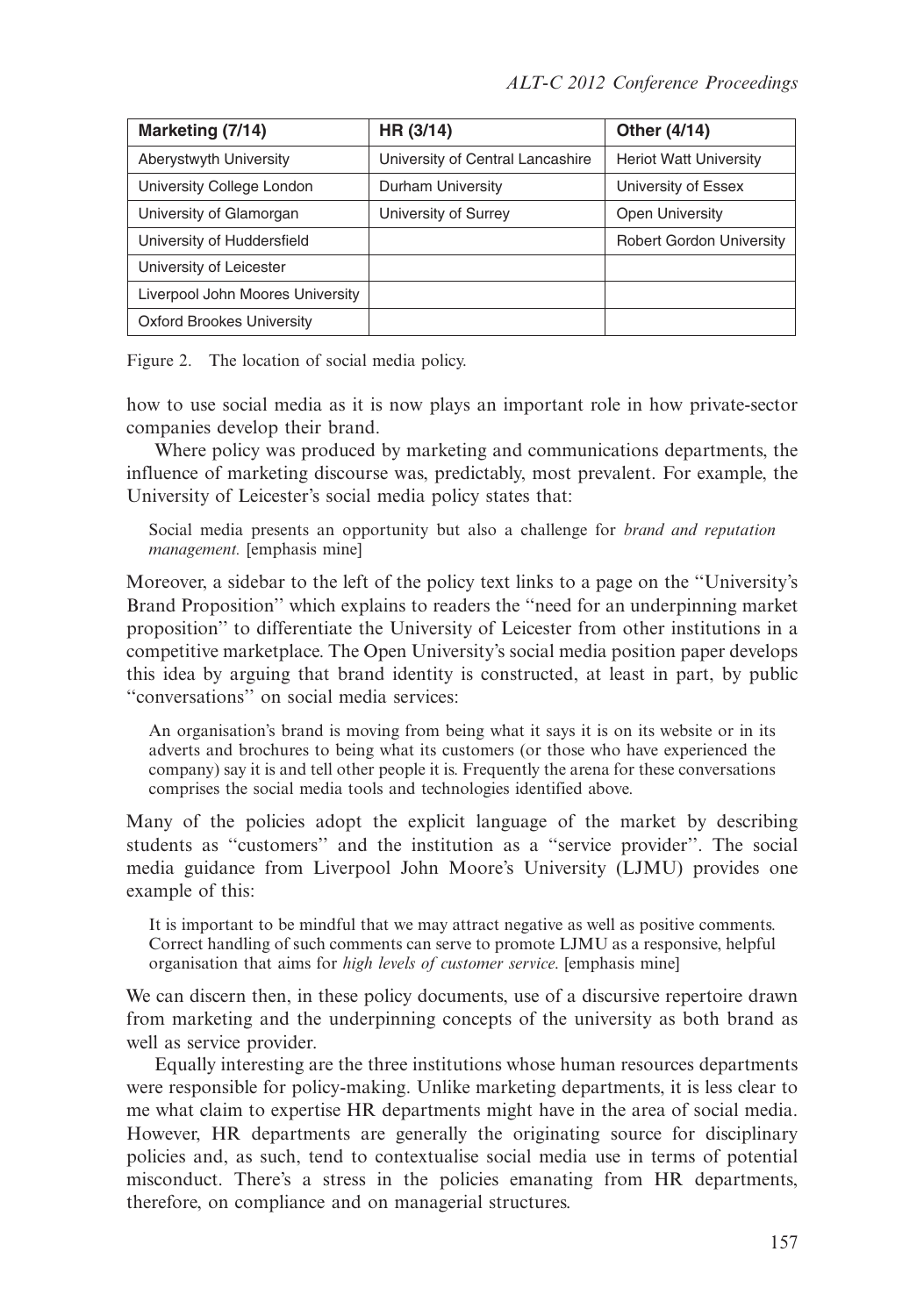| Marketing (7/14) | HR (3/14) | Other (4/14) |
| --- | --- | --- |
| Aberystwyth University | University of Central Lancashire | Heriot Watt University |
| University College London | Durham University | University of Essex |
| University of Glamorgan | University of Surrey | Open University |
| University of Huddersfield | | Robert Gordon University |
| University of Leicester | | |
| Liverpool John Moores University | | |
| Oxford Brookes University | | |

Figure 2. The location of social media policy.

how to use social media as it is now plays an important role in how private-sector companies develop their brand.

Where policy was produced by marketing and communications departments, the influence of marketing discourse was, predictably, most prevalent. For example, the University of Leicester's social media policy states that:

> Social media presents an opportunity but also a challenge for *brand and reputation management.* [emphasis mine]

Moreover, a sidebar to the left of the policy text links to a page on the ''University's Brand Proposition'' which explains to readers the ''need for an underpinning market proposition'' to differentiate the University of Leicester from other institutions in a competitive marketplace. The Open University's social media position paper develops this idea by arguing that brand identity is constructed, at least in part, by public ''conversations'' on social media services:

> An organisation's brand is moving from being what it says it is on its website or in its adverts and brochures to being what its customers (or those who have experienced the company) say it is and tell other people it is. Frequently the arena for these conversations comprises the social media tools and technologies identified above.

Many of the policies adopt the explicit language of the market by describing students as ''customers'' and the institution as a ''service provider''. The social media guidance from Liverpool John Moore's University (LJMU) provides one example of this:

> It is important to be mindful that we may attract negative as well as positive comments. Correct handling of such comments can serve to promote LJMU as a responsive, helpful organisation that aims for *high levels of customer service.* [emphasis mine]

We can discern then, in these policy documents, use of a discursive repertoire drawn from marketing and the underpinning concepts of the university as both brand as well as service provider.

Equally interesting are the three institutions whose human resources departments were responsible for policy-making. Unlike marketing departments, it is less clear to me what claim to expertise HR departments might have in the area of social media. However, HR departments are generally the originating source for disciplinary policies and, as such, tend to contextualise social media use in terms of potential misconduct. There's a stress in the policies emanating from HR departments, therefore, on compliance and on managerial structures.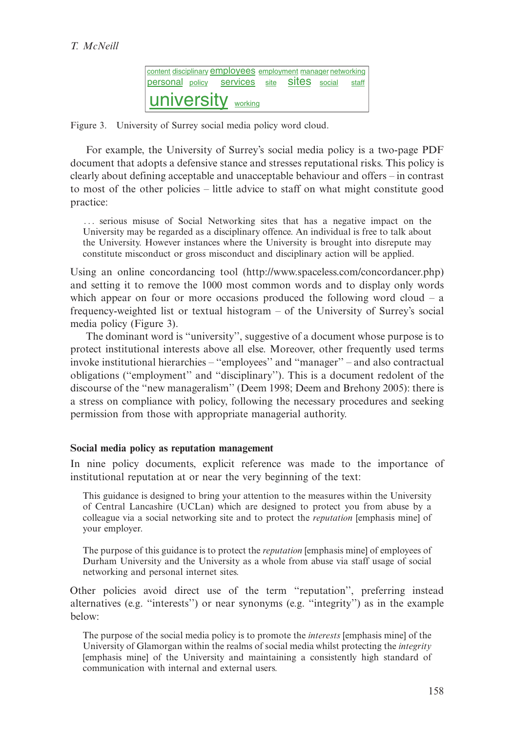content disciplinary employees employment manager networking
personal policy services site sites social staff
university working

Figure 3. University of Surrey social media policy word cloud.

For example, the University of Surrey's social media policy is a two-page PDF document that adopts a defensive stance and stresses reputational risks. This policy is clearly about defining acceptable and unacceptable behaviour and offers – in contrast to most of the other policies – little advice to staff on what might constitute good practice:

> … serious misuse of Social Networking sites that has a negative impact on the University may be regarded as a disciplinary offence. An individual is free to talk about the University. However instances where the University is brought into disrepute may constitute misconduct or gross misconduct and disciplinary action will be applied.

Using an online concordancing tool (http://www.spaceless.com/concordancer.php) and setting it to remove the 1000 most common words and to display only words which appear on four or more occasions produced the following word cloud – a frequency-weighted list or textual histogram – of the University of Surrey's social media policy (Figure 3).

The dominant word is "university", suggestive of a document whose purpose is to protect institutional interests above all else. Moreover, other frequently used terms invoke institutional hierarchies – "employees" and "manager" – and also contractual obligations ("employment" and "disciplinary"). This is a document redolent of the discourse of the "new manageralism" (Deem 1998; Deem and Brehony 2005): there is a stress on compliance with policy, following the necessary procedures and seeking permission from those with appropriate managerial authority.

### Social media policy as reputation management

In nine policy documents, explicit reference was made to the importance of institutional reputation at or near the very beginning of the text:

> This guidance is designed to bring your attention to the measures within the University of Central Lancashire (UCLan) which are designed to protect you from abuse by a colleague via a social networking site and to protect the *reputation* [emphasis mine] of your employer.

> The purpose of this guidance is to protect the *reputation* [emphasis mine] of employees of Durham University and the University as a whole from abuse via staff usage of social networking and personal internet sites.

Other policies avoid direct use of the term "reputation", preferring instead alternatives (e.g. "interests") or near synonyms (e.g. "integrity") as in the example below:

> The purpose of the social media policy is to promote the *interests* [emphasis mine] of the University of Glamorgan within the realms of social media whilst protecting the *integrity* [emphasis mine] of the University and maintaining a consistently high standard of communication with internal and external users.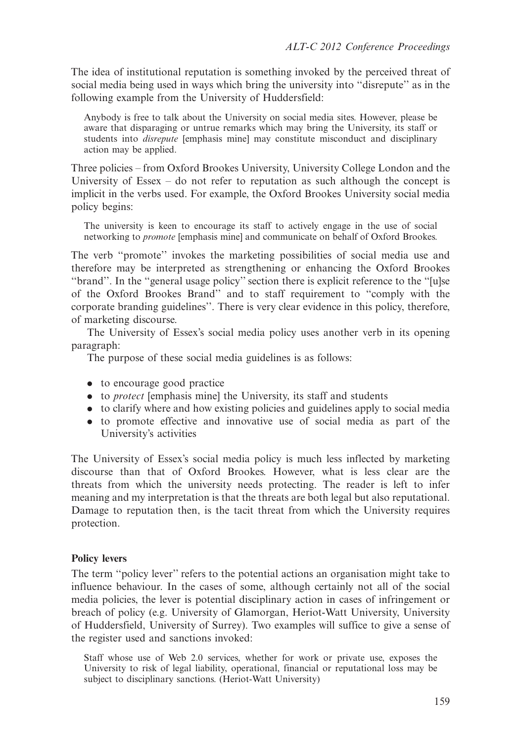The idea of institutional reputation is something invoked by the perceived threat of social media being used in ways which bring the university into ''disrepute'' as in the following example from the University of Huddersfield:

> Anybody is free to talk about the University on social media sites. However, please be aware that disparaging or untrue remarks which may bring the University, its staff or students into *disrepute* [emphasis mine] may constitute misconduct and disciplinary action may be applied.

Three policies – from Oxford Brookes University, University College London and the University of Essex – do not refer to reputation as such although the concept is implicit in the verbs used. For example, the Oxford Brookes University social media policy begins:

> The university is keen to encourage its staff to actively engage in the use of social networking to *promote* [emphasis mine] and communicate on behalf of Oxford Brookes.

The verb ''promote'' invokes the marketing possibilities of social media use and therefore may be interpreted as strengthening or enhancing the Oxford Brookes ''brand''. In the ''general usage policy'' section there is explicit reference to the ''[u]se of the Oxford Brookes Brand'' and to staff requirement to ''comply with the corporate branding guidelines''. There is very clear evidence in this policy, therefore, of marketing discourse.

The University of Essex's social media policy uses another verb in its opening paragraph:

The purpose of these social media guidelines is as follows:

- to encourage good practice
- to *protect* [emphasis mine] the University, its staff and students
- to clarify where and how existing policies and guidelines apply to social media
- to promote effective and innovative use of social media as part of the University's activities

The University of Essex's social media policy is much less inflected by marketing discourse than that of Oxford Brookes. However, what is less clear are the threats from which the university needs protecting. The reader is left to infer meaning and my interpretation is that the threats are both legal but also reputational. Damage to reputation then, is the tacit threat from which the University requires protection.

**Policy levers**

The term ''policy lever'' refers to the potential actions an organisation might take to influence behaviour. In the cases of some, although certainly not all of the social media policies, the lever is potential disciplinary action in cases of infringement or breach of policy (e.g. University of Glamorgan, Heriot-Watt University, University of Huddersfield, University of Surrey). Two examples will suffice to give a sense of the register used and sanctions invoked:

> Staff whose use of Web 2.0 services, whether for work or private use, exposes the University to risk of legal liability, operational, financial or reputational loss may be subject to disciplinary sanctions. (Heriot-Watt University)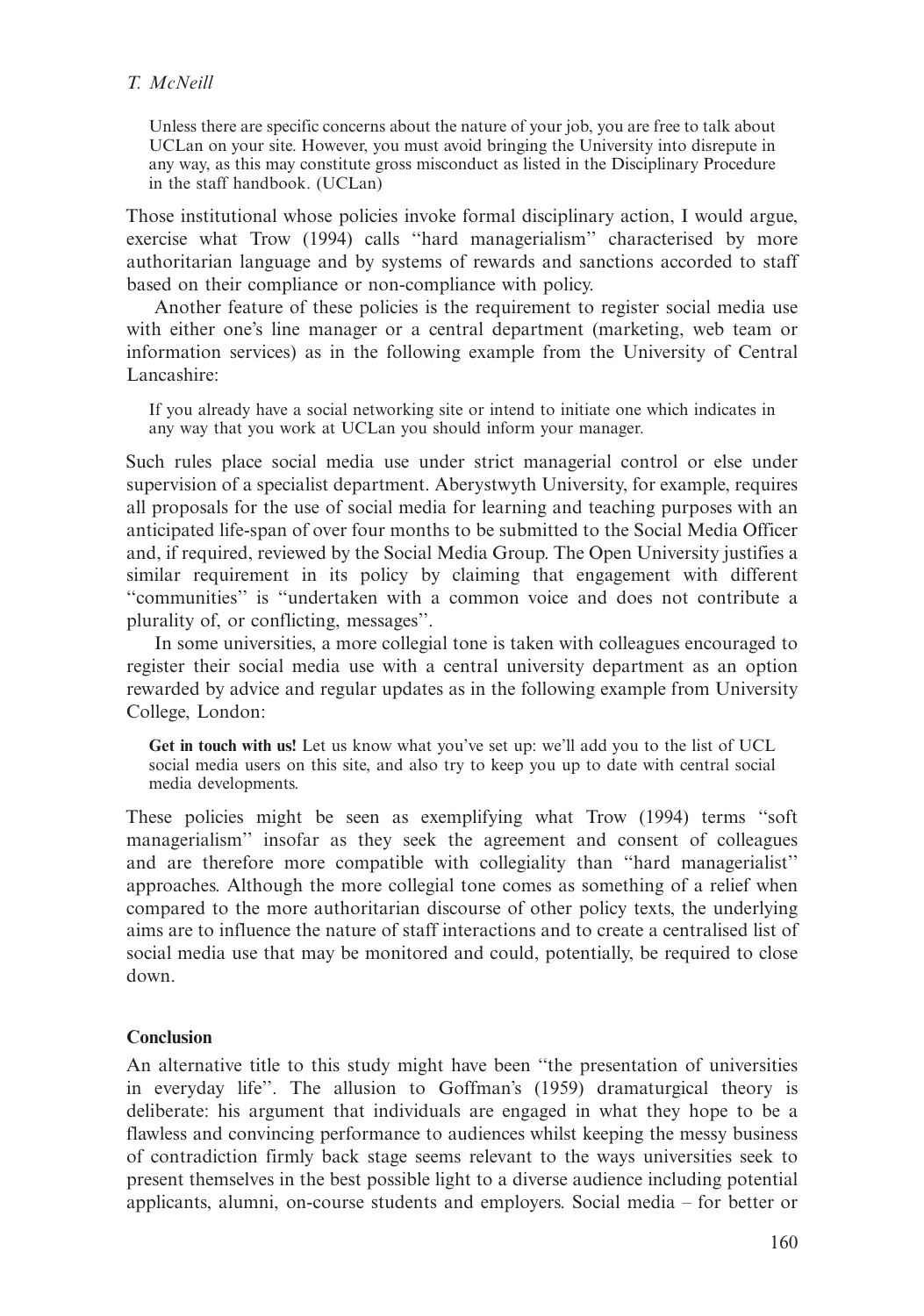> Unless there are specific concerns about the nature of your job, you are free to talk about UCLan on your site. However, you must avoid bringing the University into disrepute in any way, as this may constitute gross misconduct as listed in the Disciplinary Procedure in the staff handbook. (UCLan)

Those institutional whose policies invoke formal disciplinary action, I would argue, exercise what Trow (1994) calls "hard managerialism" characterised by more authoritarian language and by systems of rewards and sanctions accorded to staff based on their compliance or non-compliance with policy.

Another feature of these policies is the requirement to register social media use with either one's line manager or a central department (marketing, web team or information services) as in the following example from the University of Central Lancashire:

> If you already have a social networking site or intend to initiate one which indicates in any way that you work at UCLan you should inform your manager.

Such rules place social media use under strict managerial control or else under supervision of a specialist department. Aberystwyth University, for example, requires all proposals for the use of social media for learning and teaching purposes with an anticipated life-span of over four months to be submitted to the Social Media Officer and, if required, reviewed by the Social Media Group. The Open University justifies a similar requirement in its policy by claiming that engagement with different "communities" is "undertaken with a common voice and does not contribute a plurality of, or conflicting, messages".

In some universities, a more collegial tone is taken with colleagues encouraged to register their social media use with a central university department as an option rewarded by advice and regular updates as in the following example from University College, London:

> **Get in touch with us!** Let us know what you've set up: we'll add you to the list of UCL social media users on this site, and also try to keep you up to date with central social media developments.

These policies might be seen as exemplifying what Trow (1994) terms "soft managerialism" insofar as they seek the agreement and consent of colleagues and are therefore more compatible with collegiality than "hard managerialist" approaches. Although the more collegial tone comes as something of a relief when compared to the more authoritarian discourse of other policy texts, the underlying aims are to influence the nature of staff interactions and to create a centralised list of social media use that may be monitored and could, potentially, be required to close down.

## Conclusion

An alternative title to this study might have been "the presentation of universities in everyday life". The allusion to Goffman's (1959) dramaturgical theory is deliberate: his argument that individuals are engaged in what they hope to be a flawless and convincing performance to audiences whilst keeping the messy business of contradiction firmly back stage seems relevant to the ways universities seek to present themselves in the best possible light to a diverse audience including potential applicants, alumni, on-course students and employers. Social media – for better or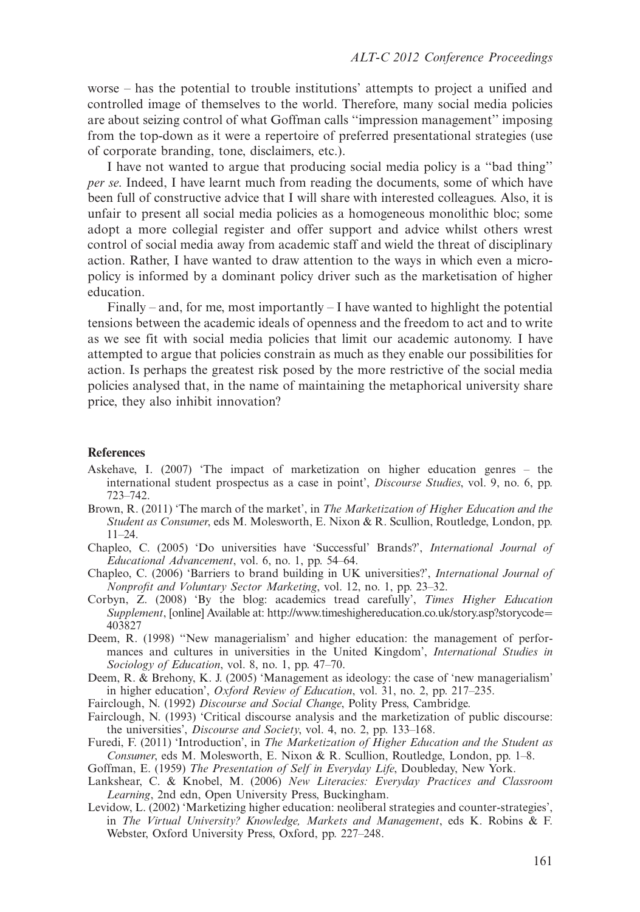worse – has the potential to trouble institutions' attempts to project a unified and controlled image of themselves to the world. Therefore, many social media policies are about seizing control of what Goffman calls ''impression management'' imposing from the top-down as it were a repertoire of preferred presentational strategies (use of corporate branding, tone, disclaimers, etc.).

I have not wanted to argue that producing social media policy is a ''bad thing'' *per se*. Indeed, I have learnt much from reading the documents, some of which have been full of constructive advice that I will share with interested colleagues. Also, it is unfair to present all social media policies as a homogeneous monolithic bloc; some adopt a more collegial register and offer support and advice whilst others wrest control of social media away from academic staff and wield the threat of disciplinary action. Rather, I have wanted to draw attention to the ways in which even a micro-policy is informed by a dominant policy driver such as the marketisation of higher education.

Finally – and, for me, most importantly – I have wanted to highlight the potential tensions between the academic ideals of openness and the freedom to act and to write as we see fit with social media policies that limit our academic autonomy. I have attempted to argue that policies constrain as much as they enable our possibilities for action. Is perhaps the greatest risk posed by the more restrictive of the social media policies analysed that, in the name of maintaining the metaphorical university share price, they also inhibit innovation?

## References

Askehave, I. (2007) 'The impact of marketization on higher education genres – the international student prospectus as a case in point', *Discourse Studies*, vol. 9, no. 6, pp. 723–742.

Brown, R. (2011) 'The march of the market', in *The Marketization of Higher Education and the Student as Consumer*, eds M. Molesworth, E. Nixon & R. Scullion, Routledge, London, pp. 11–24.

Chapleo, C. (2005) 'Do universities have 'Successful' Brands?', *International Journal of Educational Advancement*, vol. 6, no. 1, pp. 54–64.

Chapleo, C. (2006) 'Barriers to brand building in UK universities?', *International Journal of Nonprofit and Voluntary Sector Marketing*, vol. 12, no. 1, pp. 23–32.

Corbyn, Z. (2008) 'By the blog: academics tread carefully', *Times Higher Education Supplement*, [online] Available at: http://www.timeshighereducation.co.uk/story.asp?storycode=403827

Deem, R. (1998) ''New managerialism' and higher education: the management of performances and cultures in universities in the United Kingdom', *International Studies in Sociology of Education*, vol. 8, no. 1, pp. 47–70.

Deem, R. & Brehony, K. J. (2005) 'Management as ideology: the case of 'new managerialism' in higher education', *Oxford Review of Education*, vol. 31, no. 2, pp. 217–235.

Fairclough, N. (1992) *Discourse and Social Change*, Polity Press, Cambridge.

Fairclough, N. (1993) 'Critical discourse analysis and the marketization of public discourse: the universities', *Discourse and Society*, vol. 4, no. 2, pp. 133–168.

Furedi, F. (2011) 'Introduction', in *The Marketization of Higher Education and the Student as Consumer*, eds M. Molesworth, E. Nixon & R. Scullion, Routledge, London, pp. 1–8.

Goffman, E. (1959) *The Presentation of Self in Everyday Life*, Doubleday, New York.

Lankshear, C. & Knobel, M. (2006) *New Literacies: Everyday Practices and Classroom Learning*, 2nd edn, Open University Press, Buckingham.

Levidow, L. (2002) 'Marketizing higher education: neoliberal strategies and counter-strategies', in *The Virtual University? Knowledge, Markets and Management*, eds K. Robins & F. Webster, Oxford University Press, Oxford, pp. 227–248.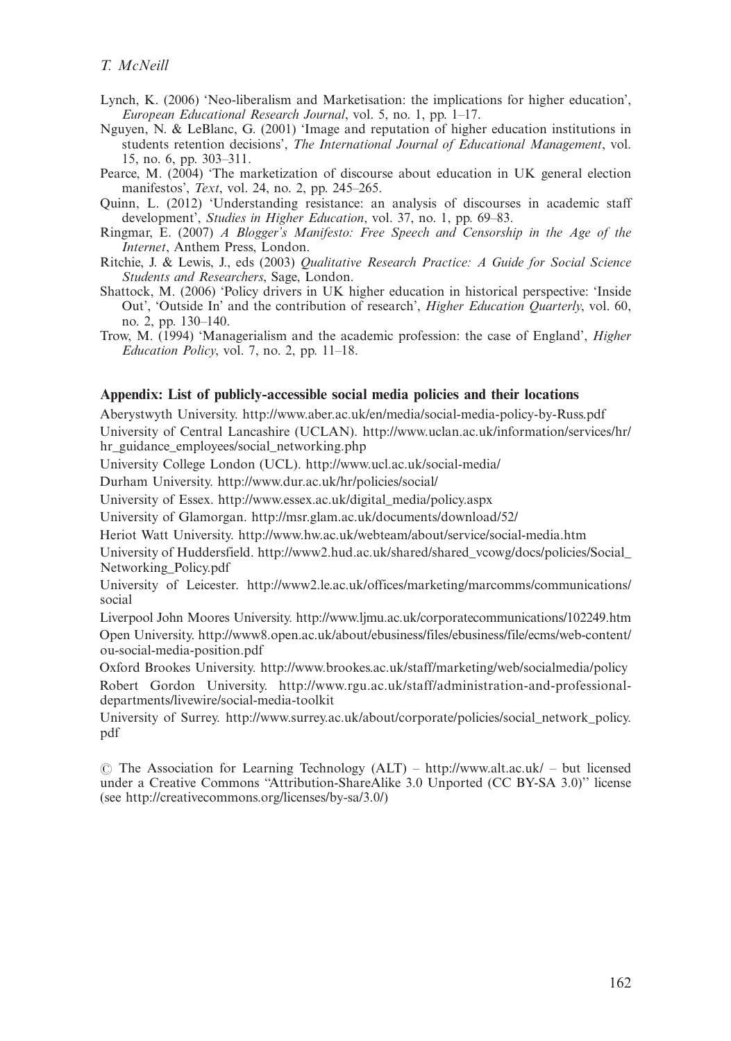Lynch, K. (2006) 'Neo-liberalism and Marketisation: the implications for higher education', *European Educational Research Journal*, vol. 5, no. 1, pp. 1–17.

Nguyen, N. & LeBlanc, G. (2001) 'Image and reputation of higher education institutions in students retention decisions', *The International Journal of Educational Management*, vol. 15, no. 6, pp. 303–311.

Pearce, M. (2004) 'The marketization of discourse about education in UK general election manifestos', *Text*, vol. 24, no. 2, pp. 245–265.

Quinn, L. (2012) 'Understanding resistance: an analysis of discourses in academic staff development', *Studies in Higher Education*, vol. 37, no. 1, pp. 69–83.

Ringmar, E. (2007) *A Blogger's Manifesto: Free Speech and Censorship in the Age of the Internet*, Anthem Press, London.

Ritchie, J. & Lewis, J., eds (2003) *Qualitative Research Practice: A Guide for Social Science Students and Researchers*, Sage, London.

Shattock, M. (2006) 'Policy drivers in UK higher education in historical perspective: 'Inside Out', 'Outside In' and the contribution of research', *Higher Education Quarterly*, vol. 60, no. 2, pp. 130–140.

Trow, M. (1994) 'Managerialism and the academic profession: the case of England', *Higher Education Policy*, vol. 7, no. 2, pp. 11–18.

## Appendix: List of publicly-accessible social media policies and their locations

Aberystwyth University. http://www.aber.ac.uk/en/media/social-media-policy-by-Russ.pdf

University of Central Lancashire (UCLAN). http://www.uclan.ac.uk/information/services/hr/hr_guidance_employees/social_networking.php

University College London (UCL). http://www.ucl.ac.uk/social-media/

Durham University. http://www.dur.ac.uk/hr/policies/social/

University of Essex. http://www.essex.ac.uk/digital_media/policy.aspx

University of Glamorgan. http://msr.glam.ac.uk/documents/download/52/

Heriot Watt University. http://www.hw.ac.uk/webteam/about/service/social-media.htm

University of Huddersfield. http://www2.hud.ac.uk/shared/shared_vcowg/docs/policies/Social_Networking_Policy.pdf

University of Leicester. http://www2.le.ac.uk/offices/marketing/marcomms/communications/social

Liverpool John Moores University. http://www.ljmu.ac.uk/corporatecommunications/102249.htm

Open University. http://www8.open.ac.uk/about/ebusiness/files/ebusiness/file/ecms/web-content/ou-social-media-position.pdf

Oxford Brookes University. http://www.brookes.ac.uk/staff/marketing/web/socialmedia/policy

Robert Gordon University. http://www.rgu.ac.uk/staff/administration-and-professional-departments/livewire/social-media-toolkit

University of Surrey. http://www.surrey.ac.uk/about/corporate/policies/social_network_policy.pdf

© The Association for Learning Technology (ALT) – http://www.alt.ac.uk/ – but licensed under a Creative Commons "Attribution-ShareAlike 3.0 Unported (CC BY-SA 3.0)" license (see http://creativecommons.org/licenses/by-sa/3.0/)